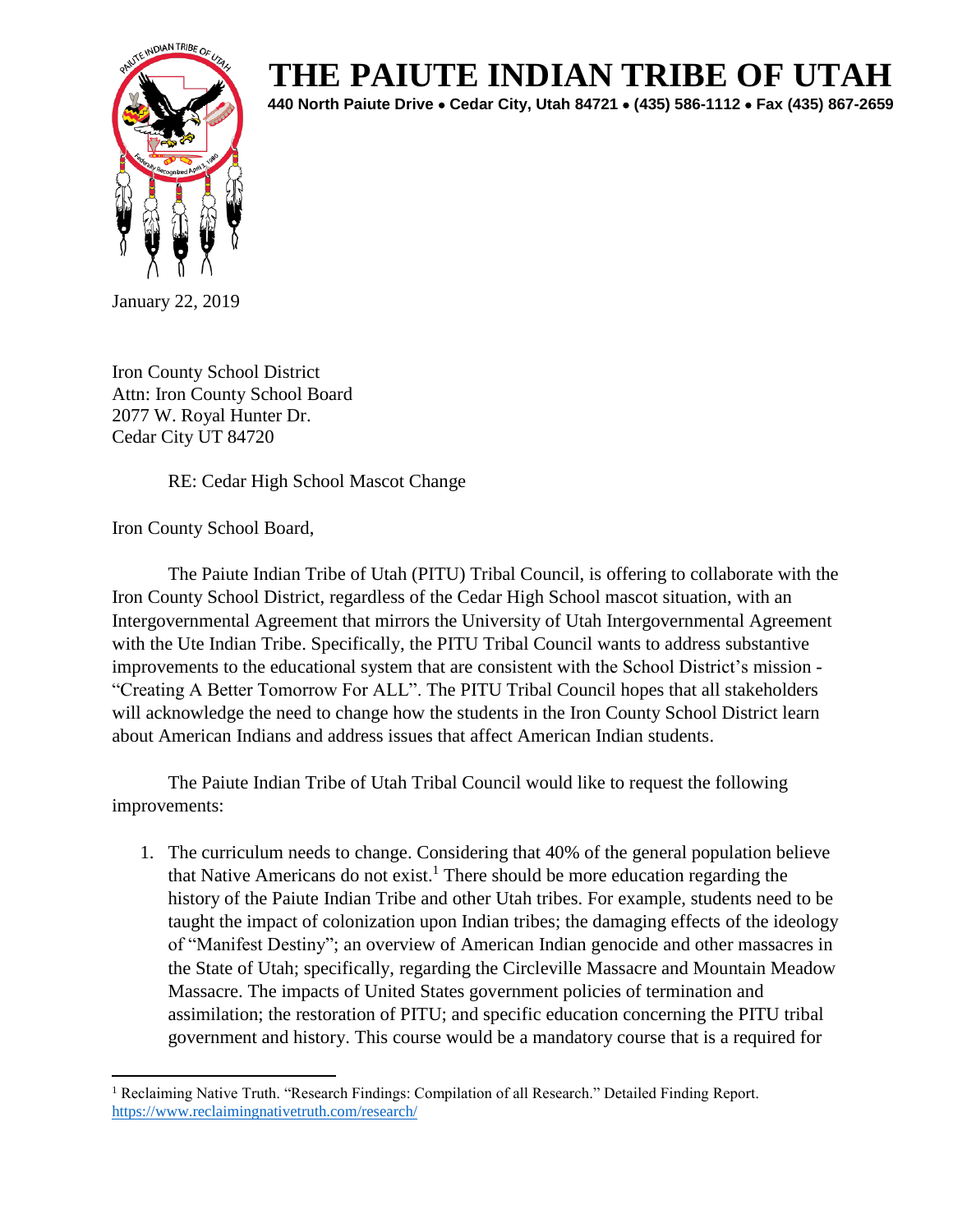# THE PAIUTE INDIAN TRIBE OF UTAH

**440 North Paiute Drive • Cedar City, Utah 84721 • (435) 586-1112 • Fax (435) 867-2659**

January 22, 2019

Iron County School District
Attn: Iron County School Board
2077 W. Royal Hunter Dr.
Cedar City UT 84720

RE: Cedar High School Mascot Change

Iron County School Board,

The Paiute Indian Tribe of Utah (PITU) Tribal Council, is offering to collaborate with the Iron County School District, regardless of the Cedar High School mascot situation, with an Intergovernmental Agreement that mirrors the University of Utah Intergovernmental Agreement with the Ute Indian Tribe. Specifically, the PITU Tribal Council wants to address substantive improvements to the educational system that are consistent with the School District's mission - "Creating A Better Tomorrow For ALL". The PITU Tribal Council hopes that all stakeholders will acknowledge the need to change how the students in the Iron County School District learn about American Indians and address issues that affect American Indian students.

The Paiute Indian Tribe of Utah Tribal Council would like to request the following improvements:

1. The curriculum needs to change. Considering that 40% of the general population believe that Native Americans do not exist.[1] There should be more education regarding the history of the Paiute Indian Tribe and other Utah tribes. For example, students need to be taught the impact of colonization upon Indian tribes; the damaging effects of the ideology of "Manifest Destiny"; an overview of American Indian genocide and other massacres in the State of Utah; specifically, regarding the Circleville Massacre and Mountain Meadow Massacre. The impacts of United States government policies of termination and assimilation; the restoration of PITU; and specific education concerning the PITU tribal government and history. This course would be a mandatory course that is a required for

[1] Reclaiming Native Truth. "Research Findings: Compilation of all Research." Detailed Finding Report. https://www.reclaimingnativetruth.com/research/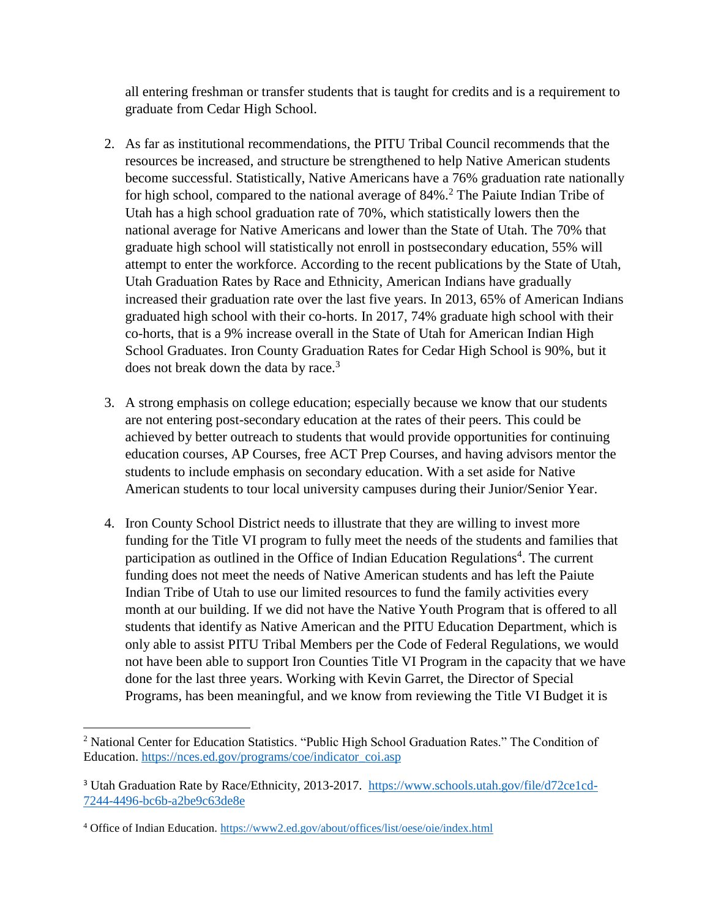all entering freshman or transfer students that is taught for credits and is a requirement to graduate from Cedar High School.

2. As far as institutional recommendations, the PITU Tribal Council recommends that the resources be increased, and structure be strengthened to help Native American students become successful. Statistically, Native Americans have a 76% graduation rate nationally for high school, compared to the national average of 84%.[2] The Paiute Indian Tribe of Utah has a high school graduation rate of 70%, which statistically lowers then the national average for Native Americans and lower than the State of Utah. The 70% that graduate high school will statistically not enroll in postsecondary education, 55% will attempt to enter the workforce. According to the recent publications by the State of Utah, Utah Graduation Rates by Race and Ethnicity, American Indians have gradually increased their graduation rate over the last five years. In 2013, 65% of American Indians graduated high school with their co-horts. In 2017, 74% graduate high school with their co-horts, that is a 9% increase overall in the State of Utah for American Indian High School Graduates. Iron County Graduation Rates for Cedar High School is 90%, but it does not break down the data by race.[3]

3. A strong emphasis on college education; especially because we know that our students are not entering post-secondary education at the rates of their peers. This could be achieved by better outreach to students that would provide opportunities for continuing education courses, AP Courses, free ACT Prep Courses, and having advisors mentor the students to include emphasis on secondary education. With a set aside for Native American students to tour local university campuses during their Junior/Senior Year.

4. Iron County School District needs to illustrate that they are willing to invest more funding for the Title VI program to fully meet the needs of the students and families that participation as outlined in the Office of Indian Education Regulations[4]. The current funding does not meet the needs of Native American students and has left the Paiute Indian Tribe of Utah to use our limited resources to fund the family activities every month at our building. If we did not have the Native Youth Program that is offered to all students that identify as Native American and the PITU Education Department, which is only able to assist PITU Tribal Members per the Code of Federal Regulations, we would not have been able to support Iron Counties Title VI Program in the capacity that we have done for the last three years. Working with Kevin Garret, the Director of Special Programs, has been meaningful, and we know from reviewing the Title VI Budget it is

---

[2] National Center for Education Statistics. "Public High School Graduation Rates." The Condition of Education. https://nces.ed.gov/programs/coe/indicator_coi.asp

[3] Utah Graduation Rate by Race/Ethnicity, 2013-2017. https://www.schools.utah.gov/file/d72ce1cd-7244-4496-bc6b-a2be9c63de8e

[4] Office of Indian Education. https://www2.ed.gov/about/offices/list/oese/oie/index.html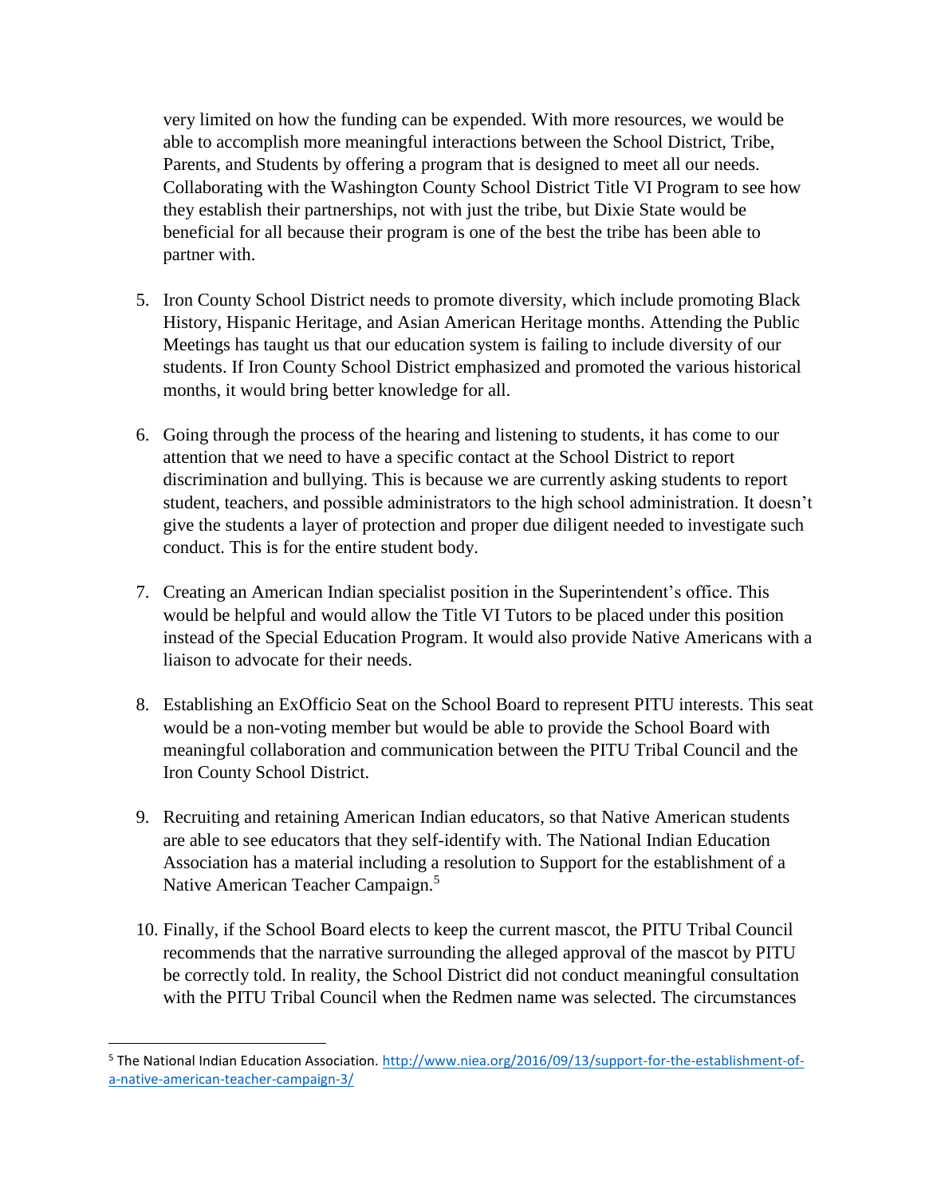very limited on how the funding can be expended. With more resources, we would be able to accomplish more meaningful interactions between the School District, Tribe, Parents, and Students by offering a program that is designed to meet all our needs. Collaborating with the Washington County School District Title VI Program to see how they establish their partnerships, not with just the tribe, but Dixie State would be beneficial for all because their program is one of the best the tribe has been able to partner with.

5. Iron County School District needs to promote diversity, which include promoting Black History, Hispanic Heritage, and Asian American Heritage months. Attending the Public Meetings has taught us that our education system is failing to include diversity of our students. If Iron County School District emphasized and promoted the various historical months, it would bring better knowledge for all.

6. Going through the process of the hearing and listening to students, it has come to our attention that we need to have a specific contact at the School District to report discrimination and bullying. This is because we are currently asking students to report student, teachers, and possible administrators to the high school administration. It doesn't give the students a layer of protection and proper due diligent needed to investigate such conduct. This is for the entire student body.

7. Creating an American Indian specialist position in the Superintendent's office. This would be helpful and would allow the Title VI Tutors to be placed under this position instead of the Special Education Program. It would also provide Native Americans with a liaison to advocate for their needs.

8. Establishing an ExOfficio Seat on the School Board to represent PITU interests. This seat would be a non-voting member but would be able to provide the School Board with meaningful collaboration and communication between the PITU Tribal Council and the Iron County School District.

9. Recruiting and retaining American Indian educators, so that Native American students are able to see educators that they self-identify with. The National Indian Education Association has a material including a resolution to Support for the establishment of a Native American Teacher Campaign.[5]

10. Finally, if the School Board elects to keep the current mascot, the PITU Tribal Council recommends that the narrative surrounding the alleged approval of the mascot by PITU be correctly told. In reality, the School District did not conduct meaningful consultation with the PITU Tribal Council when the Redmen name was selected. The circumstances

---

[5] The National Indian Education Association. http://www.niea.org/2016/09/13/support-for-the-establishment-of-a-native-american-teacher-campaign-3/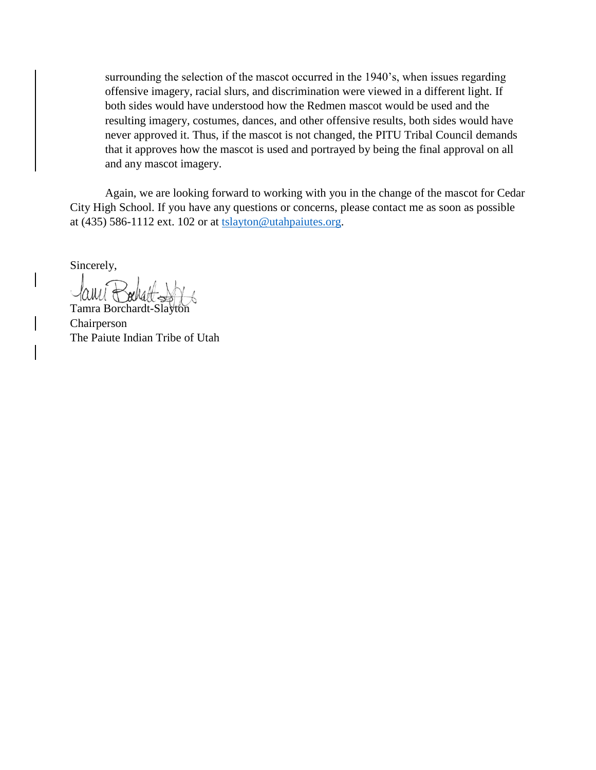surrounding the selection of the mascot occurred in the 1940's, when issues regarding offensive imagery, racial slurs, and discrimination were viewed in a different light. If both sides would have understood how the Redmen mascot would be used and the resulting imagery, costumes, dances, and other offensive results, both sides would have never approved it. Thus, if the mascot is not changed, the PITU Tribal Council demands that it approves how the mascot is used and portrayed by being the final approval on all and any mascot imagery.

Again, we are looking forward to working with you in the change of the mascot for Cedar City High School. If you have any questions or concerns, please contact me as soon as possible at (435) 586-1112 ext. 102 or at [tslayton@utahpaiutes.org](mailto:tslayton@utahpaiutes.org).

Sincerely,

Tamra Borchardt-Slayton
Chairperson
The Paiute Indian Tribe of Utah